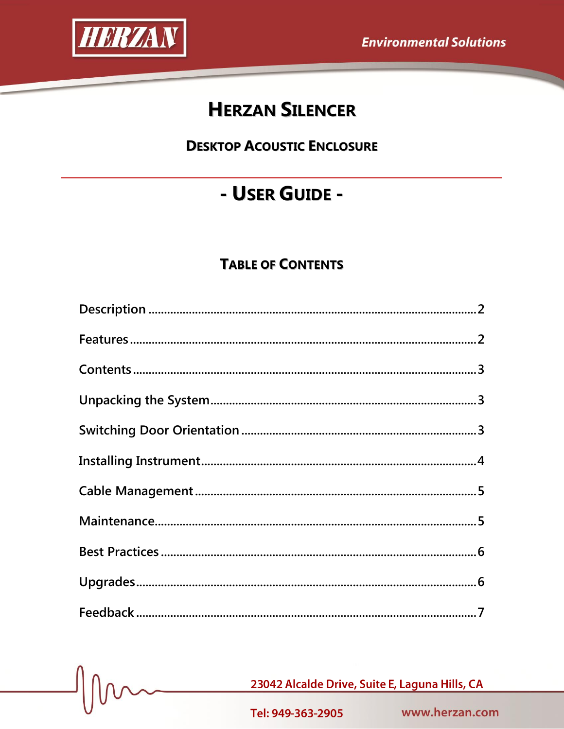HERZAN

Environmental Solutions

# Herzan Silencer

## Desktop Acoustic Enclosure

## - User Guide -

### Table of Contents

Description ........................................................................................................2

Features ..............................................................................................................2

Contents ..............................................................................................................3

Unpacking the System......................................................................................3

Switching Door Orientation ............................................................................3

Installing Instrument.........................................................................................4

Cable Management ...........................................................................................5

Maintenance.......................................................................................................5

Best Practices .....................................................................................................6

Upgrades.............................................................................................................6

Feedback .............................................................................................................7

23042 Alcalde Drive, Suite E, Laguna Hills, CA

Tel: 949-363-2905 www.herzan.com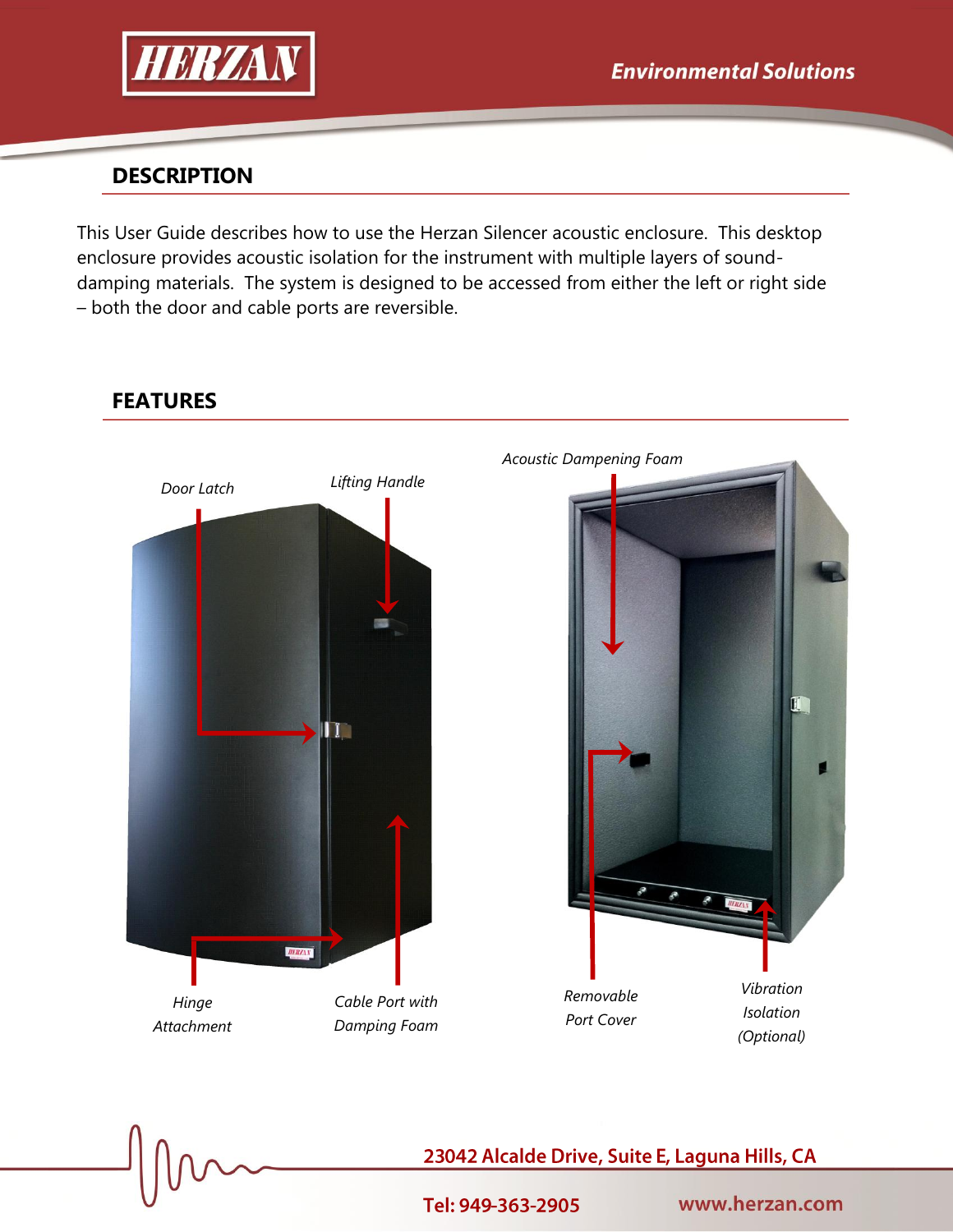## DESCRIPTION

This User Guide describes how to use the Herzan Silencer acoustic enclosure. This desktop enclosure provides acoustic isolation for the instrument with multiple layers of sound-damping materials. The system is designed to be accessed from either the left or right side – both the door and cable ports are reversible.

## FEATURES

*Door Latch*

*Lifting Handle*

*Acoustic Dampening Foam*

*Hinge Attachment*

*Cable Port with Damping Foam*

*Removable Port Cover*

*Vibration Isolation (Optional)*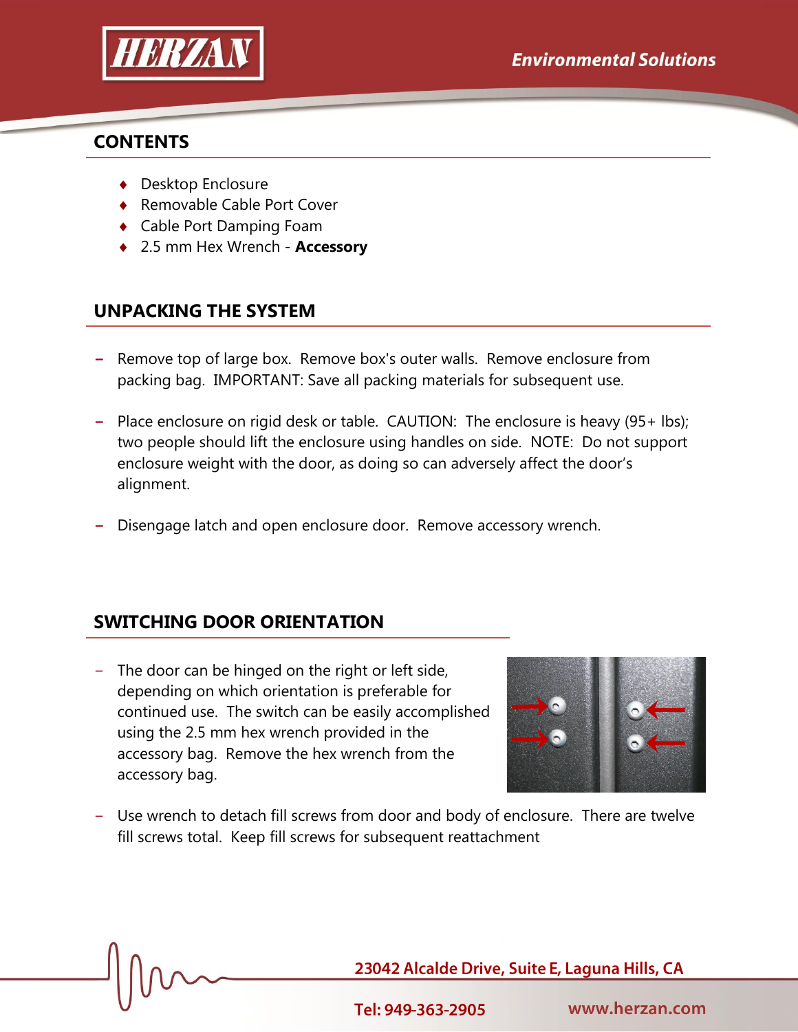## CONTENTS

- Desktop Enclosure
- Removable Cable Port Cover
- Cable Port Damping Foam
- 2.5 mm Hex Wrench - **Accessory**

## UNPACKING THE SYSTEM

- Remove top of large box. Remove box's outer walls. Remove enclosure from packing bag. IMPORTANT: Save all packing materials for subsequent use.
- Place enclosure on rigid desk or table. CAUTION: The enclosure is heavy (95+ lbs); two people should lift the enclosure using handles on side. NOTE: Do not support enclosure weight with the door, as doing so can adversely affect the door's alignment.
- Disengage latch and open enclosure door. Remove accessory wrench.

## SWITCHING DOOR ORIENTATION

- The door can be hinged on the right or left side, depending on which orientation is preferable for continued use. The switch can be easily accomplished using the 2.5 mm hex wrench provided in the accessory bag. Remove the hex wrench from the accessory bag.
- Use wrench to detach fill screws from door and body of enclosure. There are twelve fill screws total. Keep fill screws for subsequent reattachment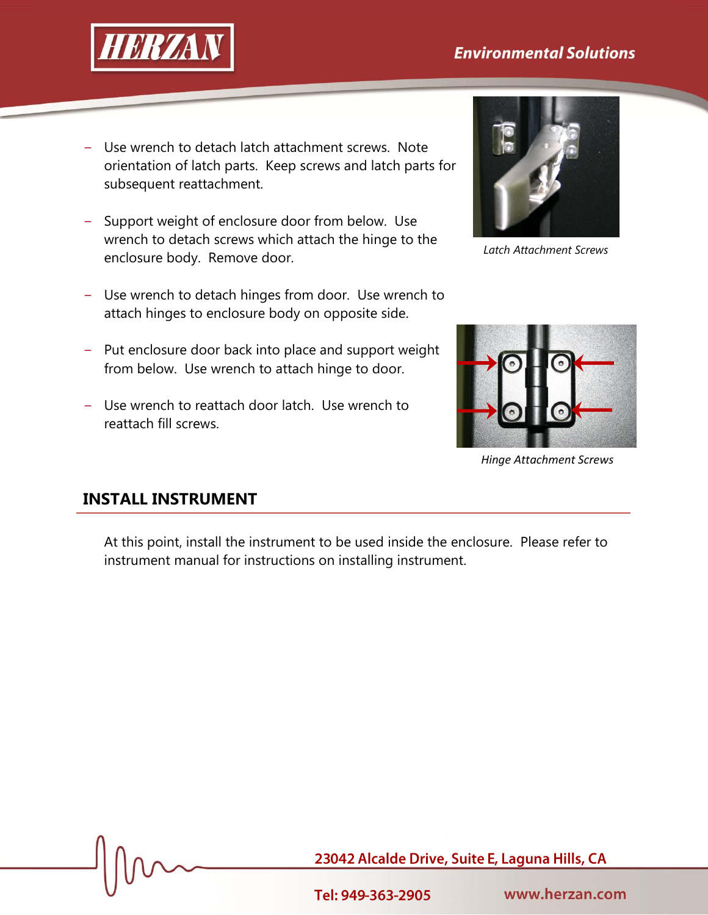- Use wrench to detach latch attachment screws. Note orientation of latch parts. Keep screws and latch parts for subsequent reattachment.

- Support weight of enclosure door from below. Use wrench to detach screws which attach the hinge to the enclosure body. Remove door.

- Use wrench to detach hinges from door. Use wrench to attach hinges to enclosure body on opposite side.

- Put enclosure door back into place and support weight from below. Use wrench to attach hinge to door.

- Use wrench to reattach door latch. Use wrench to reattach fill screws.

*Latch Attachment Screws*

*Hinge Attachment Screws*

## INSTALL INSTRUMENT

At this point, install the instrument to be used inside the enclosure. Please refer to instrument manual for instructions on installing instrument.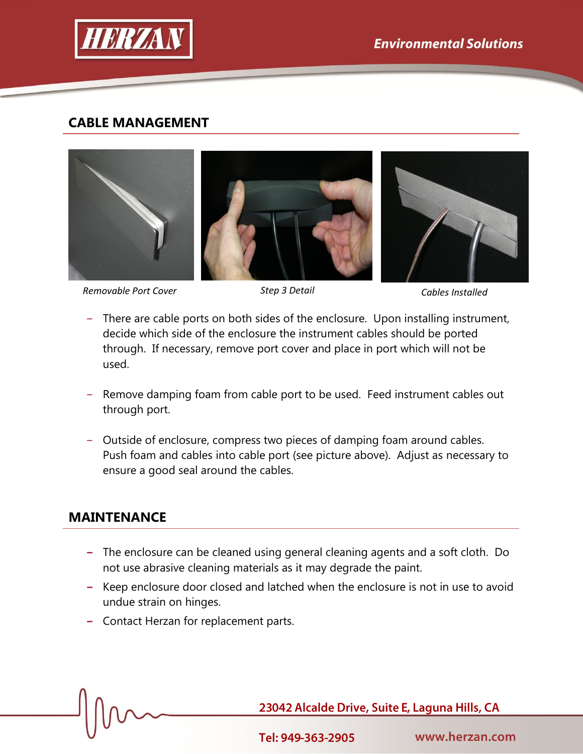## CABLE MANAGEMENT

*Removable Port Cover*

*Step 3 Detail*

*Cables Installed*

- There are cable ports on both sides of the enclosure. Upon installing instrument, decide which side of the enclosure the instrument cables should be ported through. If necessary, remove port cover and place in port which will not be used.

- Remove damping foam from cable port to be used. Feed instrument cables out through port.

- Outside of enclosure, compress two pieces of damping foam around cables. Push foam and cables into cable port (see picture above). Adjust as necessary to ensure a good seal around the cables.

## MAINTENANCE

- The enclosure can be cleaned using general cleaning agents and a soft cloth. Do not use abrasive cleaning materials as it may degrade the paint.
- Keep enclosure door closed and latched when the enclosure is not in use to avoid undue strain on hinges.
- Contact Herzan for replacement parts.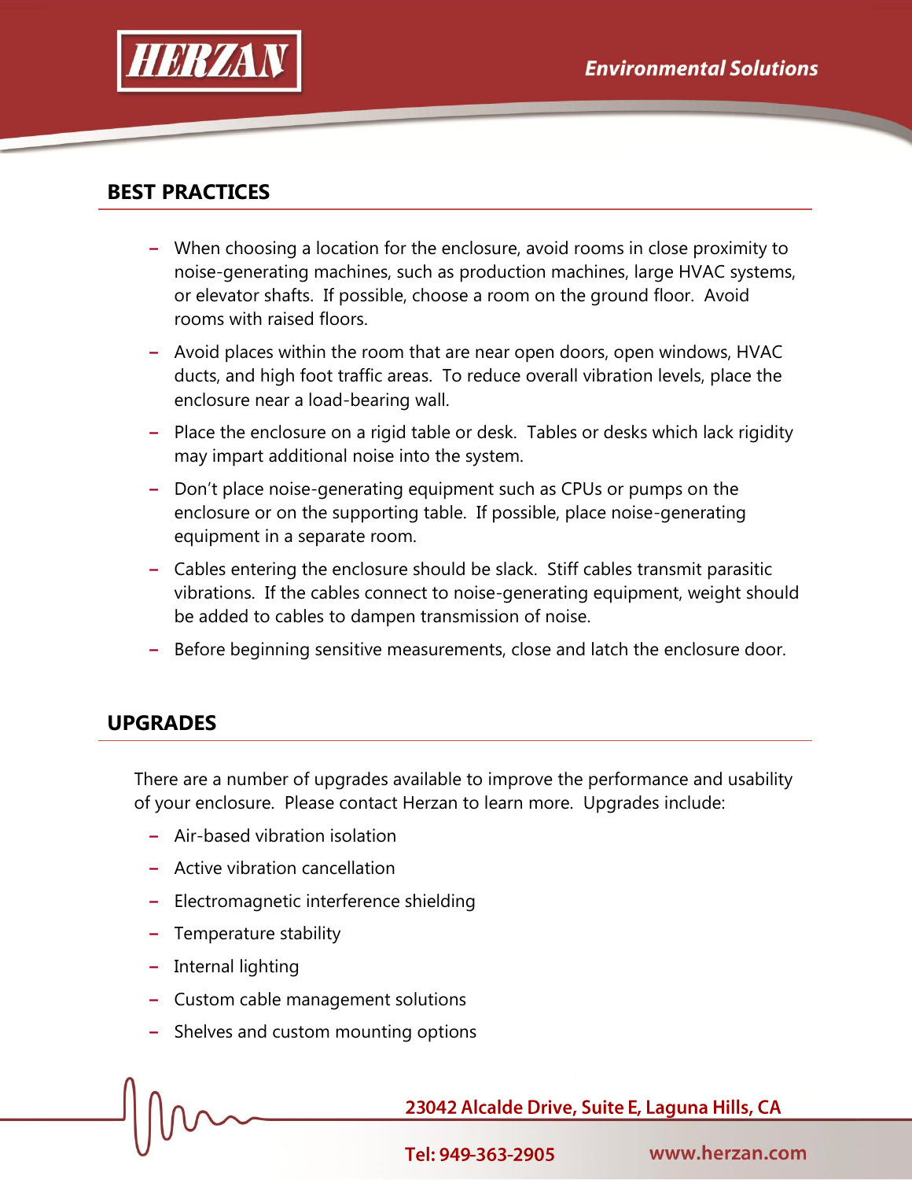## BEST PRACTICES

- When choosing a location for the enclosure, avoid rooms in close proximity to noise-generating machines, such as production machines, large HVAC systems, or elevator shafts. If possible, choose a room on the ground floor. Avoid rooms with raised floors.
- Avoid places within the room that are near open doors, open windows, HVAC ducts, and high foot traffic areas. To reduce overall vibration levels, place the enclosure near a load-bearing wall.
- Place the enclosure on a rigid table or desk. Tables or desks which lack rigidity may impart additional noise into the system.
- Don't place noise-generating equipment such as CPUs or pumps on the enclosure or on the supporting table. If possible, place noise-generating equipment in a separate room.
- Cables entering the enclosure should be slack. Stiff cables transmit parasitic vibrations. If the cables connect to noise-generating equipment, weight should be added to cables to dampen transmission of noise.
- Before beginning sensitive measurements, close and latch the enclosure door.

## UPGRADES

There are a number of upgrades available to improve the performance and usability of your enclosure. Please contact Herzan to learn more. Upgrades include:

- Air-based vibration isolation
- Active vibration cancellation
- Electromagnetic interference shielding
- Temperature stability
- Internal lighting
- Custom cable management solutions
- Shelves and custom mounting options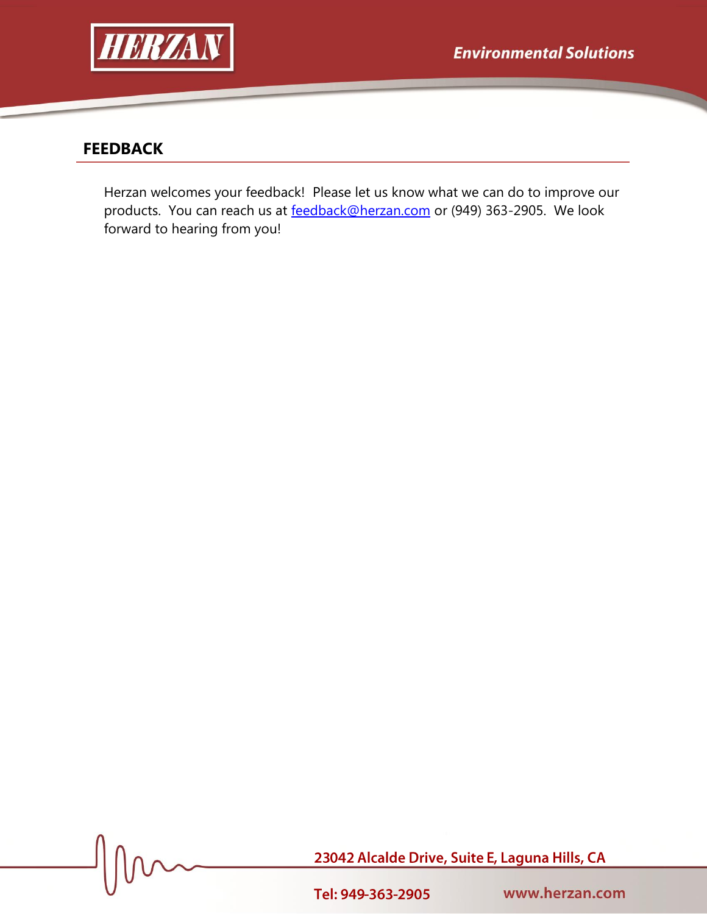## FEEDBACK

Herzan welcomes your feedback! Please let us know what we can do to improve our products. You can reach us at feedback@herzan.com or (949) 363-2905. We look forward to hearing from you!